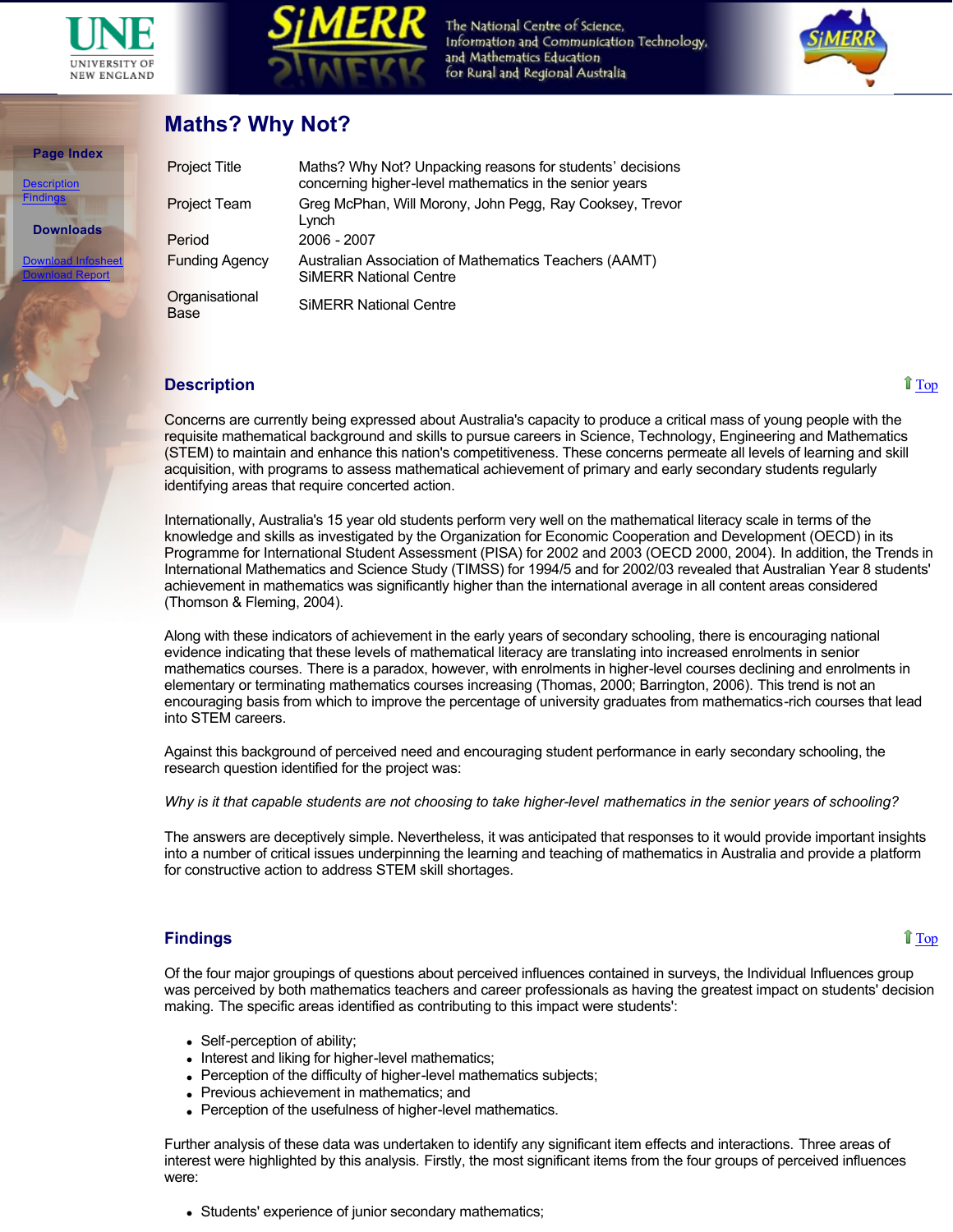# Maths? Why Not?

**Page Index**

[Description](#description)
[Findings](#findings)

**Downloads**

[Download Infosheet]
[Download Report]

| | |
|---|---|
| Project Title | Maths? Why Not? Unpacking reasons for students' decisions concerning higher-level mathematics in the senior years |
| Project Team | Greg McPhan, Will Morony, John Pegg, Ray Cooksey, Trevor Lynch |
| Period | 2006 - 2007 |
| Funding Agency | Australian Association of Mathematics Teachers (AAMT) SiMERR National Centre |
| Organisational Base | SiMERR National Centre |

## Description

Top

Concerns are currently being expressed about Australia's capacity to produce a critical mass of young people with the requisite mathematical background and skills to pursue careers in Science, Technology, Engineering and Mathematics (STEM) to maintain and enhance this nation's competitiveness. These concerns permeate all levels of learning and skill acquisition, with programs to assess mathematical achievement of primary and early secondary students regularly identifying areas that require concerted action.

Internationally, Australia's 15 year old students perform very well on the mathematical literacy scale in terms of the knowledge and skills as investigated by the Organization for Economic Cooperation and Development (OECD) in its Programme for International Student Assessment (PISA) for 2002 and 2003 (OECD 2000, 2004). In addition, the Trends in International Mathematics and Science Study (TIMSS) for 1994/5 and for 2002/03 revealed that Australian Year 8 students' achievement in mathematics was significantly higher than the international average in all content areas considered (Thomson & Fleming, 2004).

Along with these indicators of achievement in the early years of secondary schooling, there is encouraging national evidence indicating that these levels of mathematical literacy are translating into increased enrolments in senior mathematics courses. There is a paradox, however, with enrolments in higher-level courses declining and enrolments in elementary or terminating mathematics courses increasing (Thomas, 2000; Barrington, 2006). This trend is not an encouraging basis from which to improve the percentage of university graduates from mathematics-rich courses that lead into STEM careers.

Against this background of perceived need and encouraging student performance in early secondary schooling, the research question identified for the project was:

*Why is it that capable students are not choosing to take higher-level mathematics in the senior years of schooling?*

The answers are deceptively simple. Nevertheless, it was anticipated that responses to it would provide important insights into a number of critical issues underpinning the learning and teaching of mathematics in Australia and provide a platform for constructive action to address STEM skill shortages.

## Findings

Top

Of the four major groupings of questions about perceived influences contained in surveys, the Individual Influences group was perceived by both mathematics teachers and career professionals as having the greatest impact on students' decision making. The specific areas identified as contributing to this impact were students':

- Self-perception of ability;
- Interest and liking for higher-level mathematics;
- Perception of the difficulty of higher-level mathematics subjects;
- Previous achievement in mathematics; and
- Perception of the usefulness of higher-level mathematics.

Further analysis of these data was undertaken to identify any significant item effects and interactions. Three areas of interest were highlighted by this analysis. Firstly, the most significant items from the four groups of perceived influences were:

- Students' experience of junior secondary mathematics;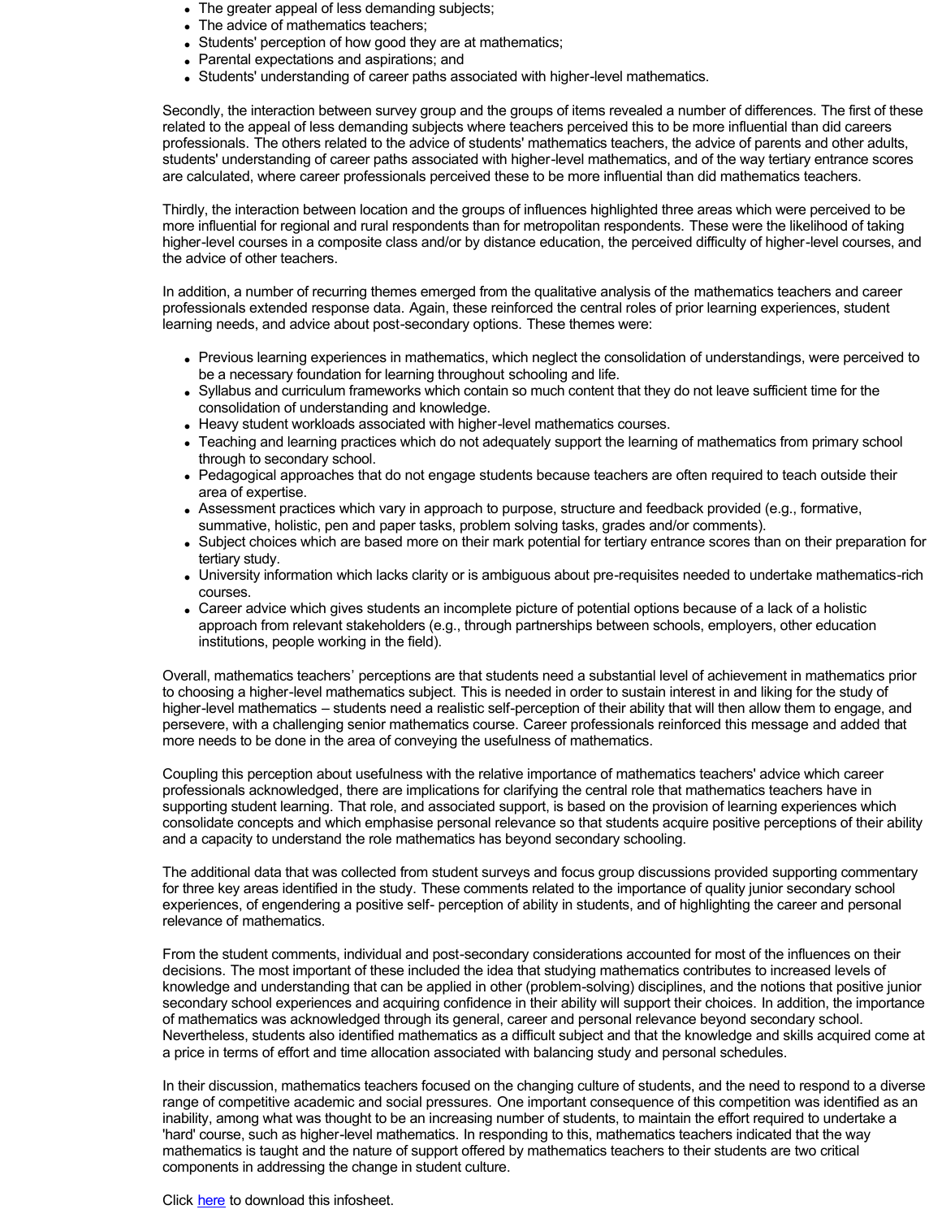- The greater appeal of less demanding subjects;
- The advice of mathematics teachers;
- Students' perception of how good they are at mathematics;
- Parental expectations and aspirations; and
- Students' understanding of career paths associated with higher-level mathematics.

Secondly, the interaction between survey group and the groups of items revealed a number of differences. The first of these related to the appeal of less demanding subjects where teachers perceived this to be more influential than did careers professionals. The others related to the advice of students' mathematics teachers, the advice of parents and other adults, students' understanding of career paths associated with higher-level mathematics, and of the way tertiary entrance scores are calculated, where career professionals perceived these to be more influential than did mathematics teachers.

Thirdly, the interaction between location and the groups of influences highlighted three areas which were perceived to be more influential for regional and rural respondents than for metropolitan respondents. These were the likelihood of taking higher-level courses in a composite class and/or by distance education, the perceived difficulty of higher-level courses, and the advice of other teachers.

In addition, a number of recurring themes emerged from the qualitative analysis of the mathematics teachers and career professionals extended response data. Again, these reinforced the central roles of prior learning experiences, student learning needs, and advice about post-secondary options. These themes were:

- Previous learning experiences in mathematics, which neglect the consolidation of understandings, were perceived to be a necessary foundation for learning throughout schooling and life.
- Syllabus and curriculum frameworks which contain so much content that they do not leave sufficient time for the consolidation of understanding and knowledge.
- Heavy student workloads associated with higher-level mathematics courses.
- Teaching and learning practices which do not adequately support the learning of mathematics from primary school through to secondary school.
- Pedagogical approaches that do not engage students because teachers are often required to teach outside their area of expertise.
- Assessment practices which vary in approach to purpose, structure and feedback provided (e.g., formative, summative, holistic, pen and paper tasks, problem solving tasks, grades and/or comments).
- Subject choices which are based more on their mark potential for tertiary entrance scores than on their preparation for tertiary study.
- University information which lacks clarity or is ambiguous about pre-requisites needed to undertake mathematics-rich courses.
- Career advice which gives students an incomplete picture of potential options because of a lack of a holistic approach from relevant stakeholders (e.g., through partnerships between schools, employers, other education institutions, people working in the field).

Overall, mathematics teachers' perceptions are that students need a substantial level of achievement in mathematics prior to choosing a higher-level mathematics subject. This is needed in order to sustain interest in and liking for the study of higher-level mathematics – students need a realistic self-perception of their ability that will then allow them to engage, and persevere, with a challenging senior mathematics course. Career professionals reinforced this message and added that more needs to be done in the area of conveying the usefulness of mathematics.

Coupling this perception about usefulness with the relative importance of mathematics teachers' advice which career professionals acknowledged, there are implications for clarifying the central role that mathematics teachers have in supporting student learning. That role, and associated support, is based on the provision of learning experiences which consolidate concepts and which emphasise personal relevance so that students acquire positive perceptions of their ability and a capacity to understand the role mathematics has beyond secondary schooling.

The additional data that was collected from student surveys and focus group discussions provided supporting commentary for three key areas identified in the study. These comments related to the importance of quality junior secondary school experiences, of engendering a positive self- perception of ability in students, and of highlighting the career and personal relevance of mathematics.

From the student comments, individual and post-secondary considerations accounted for most of the influences on their decisions. The most important of these included the idea that studying mathematics contributes to increased levels of knowledge and understanding that can be applied in other (problem-solving) disciplines, and the notions that positive junior secondary school experiences and acquiring confidence in their ability will support their choices. In addition, the importance of mathematics was acknowledged through its general, career and personal relevance beyond secondary school. Nevertheless, students also identified mathematics as a difficult subject and that the knowledge and skills acquired come at a price in terms of effort and time allocation associated with balancing study and personal schedules.

In their discussion, mathematics teachers focused on the changing culture of students, and the need to respond to a diverse range of competitive academic and social pressures. One important consequence of this competition was identified as an inability, among what was thought to be an increasing number of students, to maintain the effort required to undertake a 'hard' course, such as higher-level mathematics. In responding to this, mathematics teachers indicated that the way mathematics is taught and the nature of support offered by mathematics teachers to their students are two critical components in addressing the change in student culture.

Click here to download this infosheet.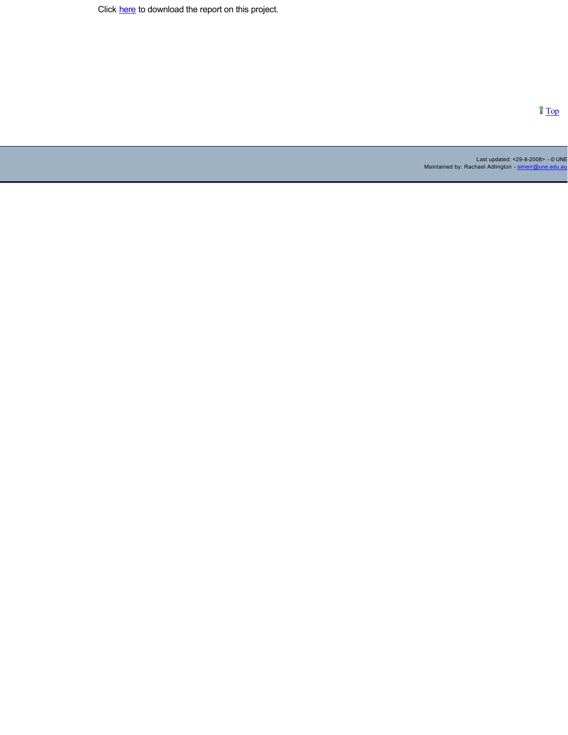Click here to download the report on this project.

Top

Last updated: <29-8-2008> - © UNE
Maintained by: Rachael Adlington - simerr@une.edu.au